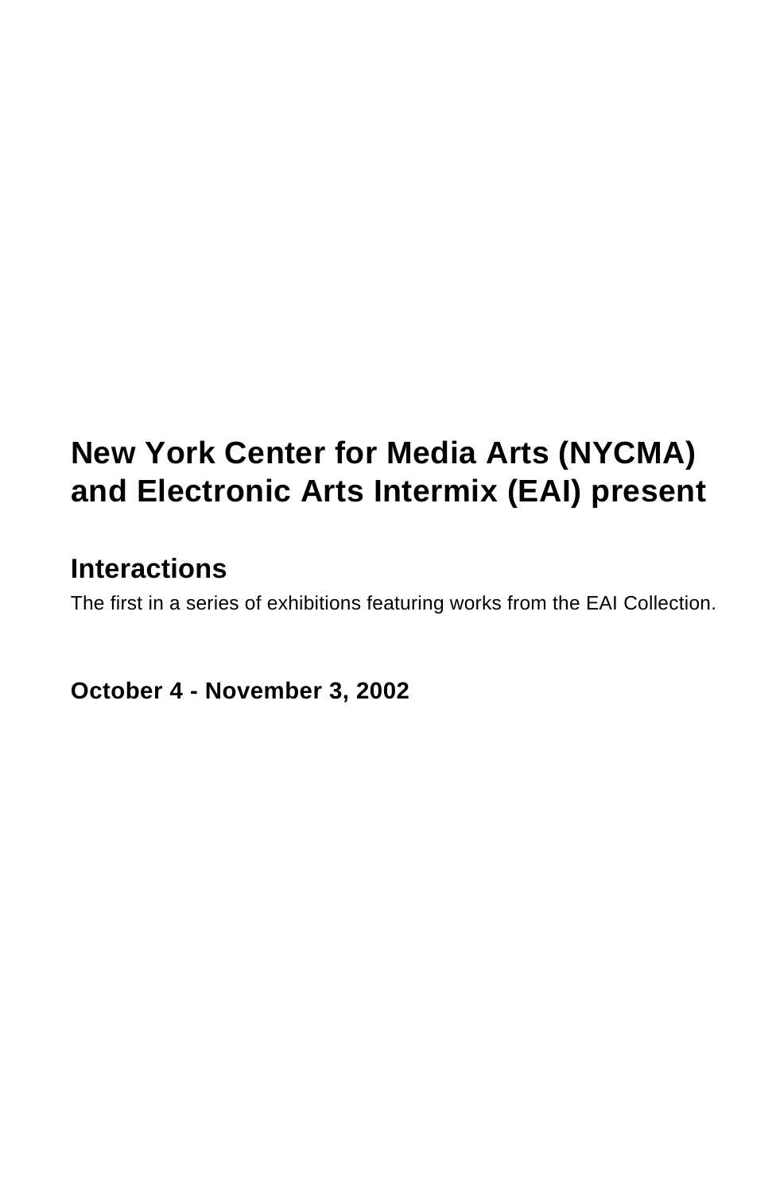# New York Center for Media Arts (NYCMA) and Electronic Arts Intermix (EAI) present

## Interactions

The first in a series of exhibitions featuring works from the EAI Collection.

**October 4 - November 3, 2002**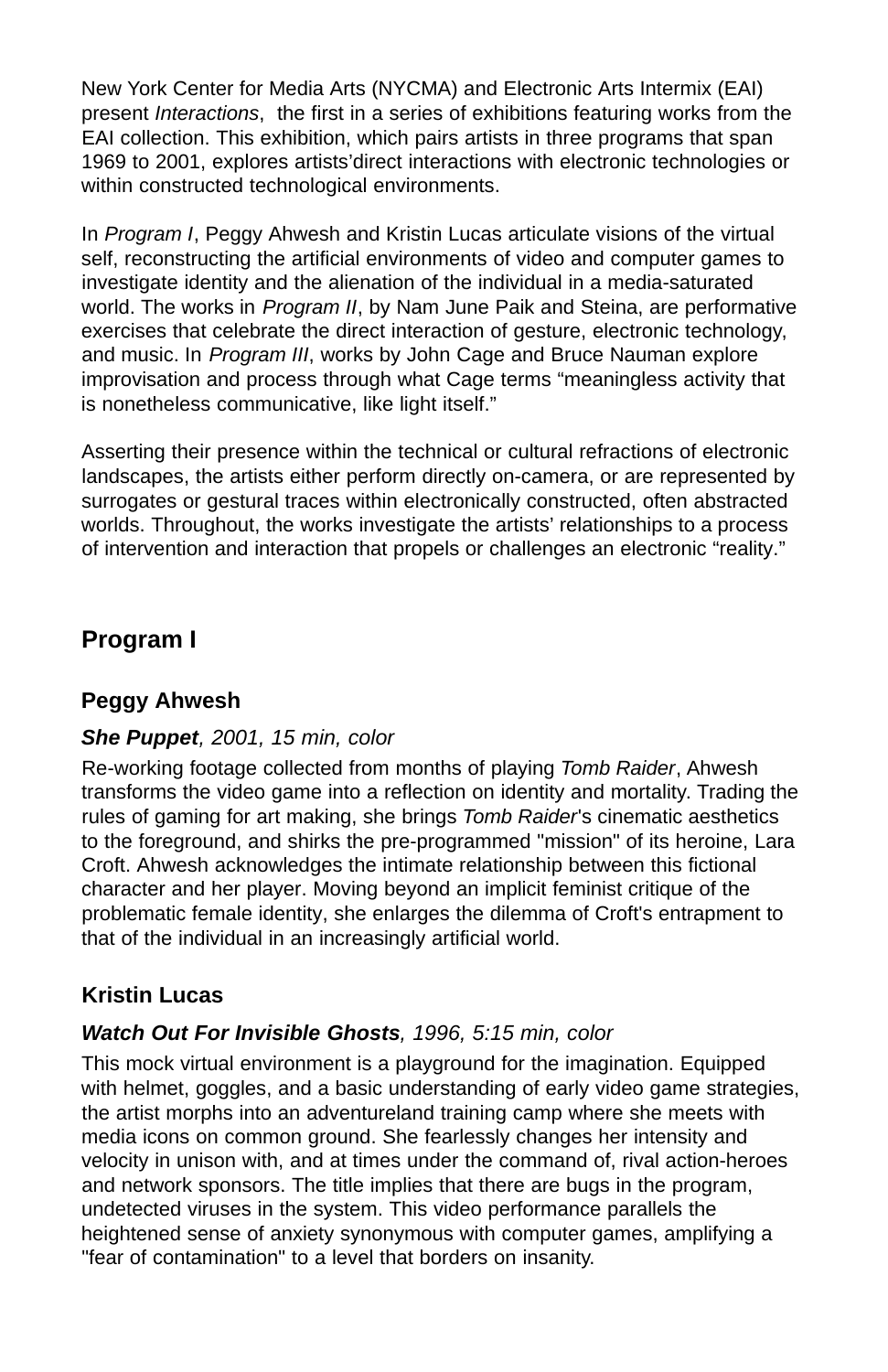New York Center for Media Arts (NYCMA) and Electronic Arts Intermix (EAI) present *Interactions*,  the first in a series of exhibitions featuring works from the EAI collection. This exhibition, which pairs artists in three programs that span 1969 to 2001, explores artists'direct interactions with electronic technologies or within constructed technological environments.

In *Program I*, Peggy Ahwesh and Kristin Lucas articulate visions of the virtual self, reconstructing the artificial environments of video and computer games to investigate identity and the alienation of the individual in a media-saturated world. The works in *Program II*, by Nam June Paik and Steina, are performative exercises that celebrate the direct interaction of gesture, electronic technology, and music. In *Program III*, works by John Cage and Bruce Nauman explore improvisation and process through what Cage terms "meaningless activity that is nonetheless communicative, like light itself."

Asserting their presence within the technical or cultural refractions of electronic landscapes, the artists either perform directly on-camera, or are represented by surrogates or gestural traces within electronically constructed, often abstracted worlds. Throughout, the works investigate the artists' relationships to a process of intervention and interaction that propels or challenges an electronic "reality."

## Program I

### Peggy Ahwesh

***She Puppet**, 2001, 15 min, color*

Re-working footage collected from months of playing *Tomb Raider*, Ahwesh transforms the video game into a reflection on identity and mortality. Trading the rules of gaming for art making, she brings *Tomb Raider*'s cinematic aesthetics to the foreground, and shirks the pre-programmed "mission" of its heroine, Lara Croft. Ahwesh acknowledges the intimate relationship between this fictional character and her player. Moving beyond an implicit feminist critique of the problematic female identity, she enlarges the dilemma of Croft's entrapment to that of the individual in an increasingly artificial world.

### Kristin Lucas

***Watch Out For Invisible Ghosts**, 1996, 5:15 min, color*

This mock virtual environment is a playground for the imagination. Equipped with helmet, goggles, and a basic understanding of early video game strategies, the artist morphs into an adventureland training camp where she meets with media icons on common ground. She fearlessly changes her intensity and velocity in unison with, and at times under the command of, rival action-heroes and network sponsors. The title implies that there are bugs in the program, undetected viruses in the system. This video performance parallels the heightened sense of anxiety synonymous with computer games, amplifying a "fear of contamination" to a level that borders on insanity.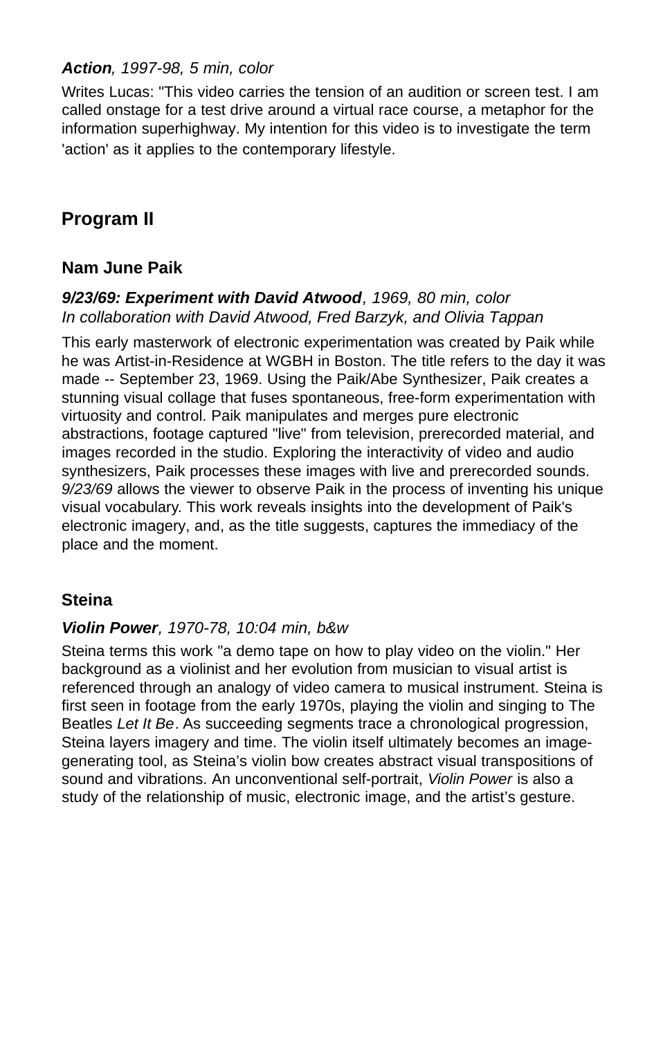***Action**, 1997-98, 5 min, color*

Writes Lucas: "This video carries the tension of an audition or screen test. I am called onstage for a test drive around a virtual race course, a metaphor for the information superhighway. My intention for this video is to investigate the term 'action' as it applies to the contemporary lifestyle.

## Program II

### Nam June Paik

***9/23/69: Experiment with David Atwood**, 1969, 80 min, color*
*In collaboration with David Atwood, Fred Barzyk, and Olivia Tappan*

This early masterwork of electronic experimentation was created by Paik while he was Artist-in-Residence at WGBH in Boston. The title refers to the day it was made -- September 23, 1969. Using the Paik/Abe Synthesizer, Paik creates a stunning visual collage that fuses spontaneous, free-form experimentation with virtuosity and control. Paik manipulates and merges pure electronic abstractions, footage captured "live" from television, prerecorded material, and images recorded in the studio. Exploring the interactivity of video and audio synthesizers, Paik processes these images with live and prerecorded sounds. *9/23/69* allows the viewer to observe Paik in the process of inventing his unique visual vocabulary. This work reveals insights into the development of Paik's electronic imagery, and, as the title suggests, captures the immediacy of the place and the moment.

### Steina

***Violin Power**, 1970-78, 10:04 min, b&w*

Steina terms this work "a demo tape on how to play video on the violin." Her background as a violinist and her evolution from musician to visual artist is referenced through an analogy of video camera to musical instrument. Steina is first seen in footage from the early 1970s, playing the violin and singing to The Beatles *Let It Be*. As succeeding segments trace a chronological progression, Steina layers imagery and time. The violin itself ultimately becomes an image-generating tool, as Steina's violin bow creates abstract visual transpositions of sound and vibrations. An unconventional self-portrait, *Violin Power* is also a study of the relationship of music, electronic image, and the artist's gesture.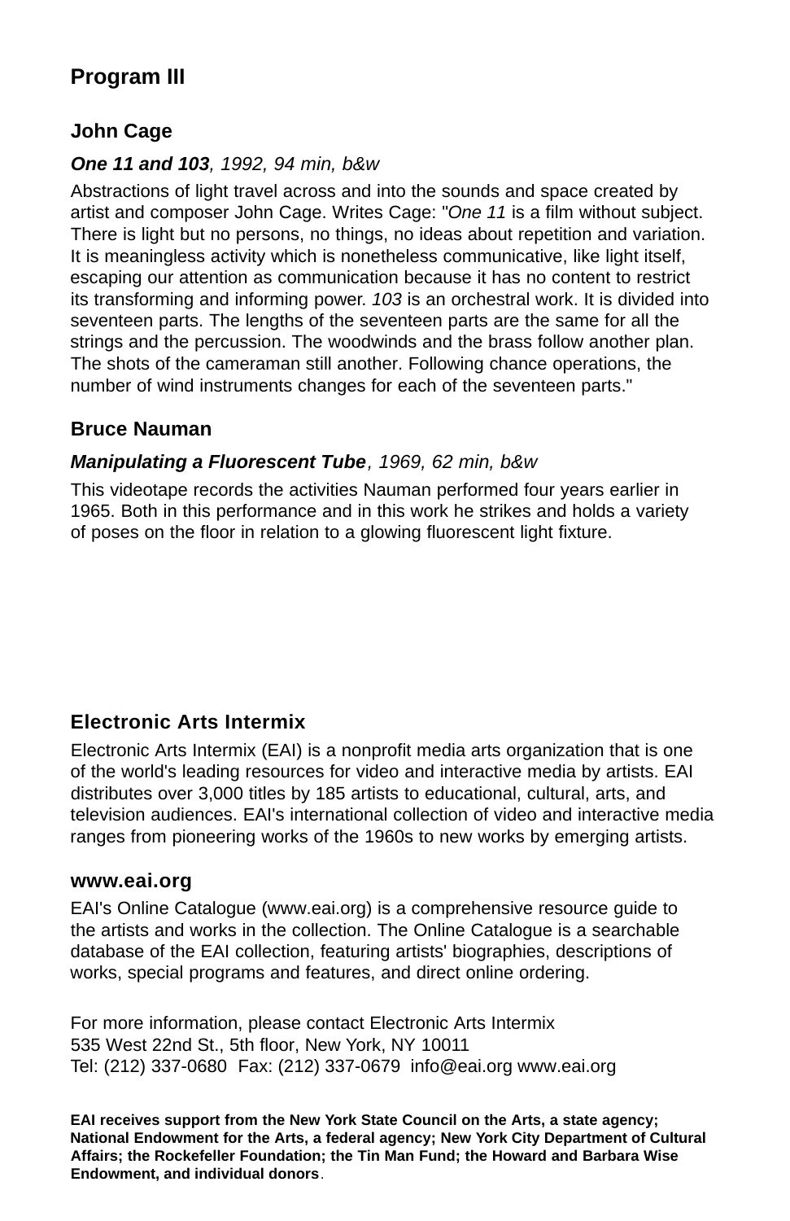## Program III

### John Cage

***One 11 and 103****, 1992, 94 min, b&w*

Abstractions of light travel across and into the sounds and space created by artist and composer John Cage. Writes Cage: "*One 11* is a film without subject. There is light but no persons, no things, no ideas about repetition and variation. It is meaningless activity which is nonetheless communicative, like light itself, escaping our attention as communication because it has no content to restrict its transforming and informing power. *103* is an orchestral work. It is divided into seventeen parts. The lengths of the seventeen parts are the same for all the strings and the percussion. The woodwinds and the brass follow another plan. The shots of the cameraman still another. Following chance operations, the number of wind instruments changes for each of the seventeen parts."

### Bruce Nauman

***Manipulating a Fluorescent Tube****, 1969, 62 min, b&w*

This videotape records the activities Nauman performed four years earlier in 1965. Both in this performance and in this work he strikes and holds a variety of poses on the floor in relation to a glowing fluorescent light fixture.

### Electronic Arts Intermix

Electronic Arts Intermix (EAI) is a nonprofit media arts organization that is one of the world's leading resources for video and interactive media by artists. EAI distributes over 3,000 titles by 185 artists to educational, cultural, arts, and television audiences. EAI's international collection of video and interactive media ranges from pioneering works of the 1960s to new works by emerging artists.

### www.eai.org

EAI's Online Catalogue (www.eai.org) is a comprehensive resource guide to the artists and works in the collection. The Online Catalogue is a searchable database of the EAI collection, featuring artists' biographies, descriptions of works, special programs and features, and direct online ordering.

For more information, please contact Electronic Arts Intermix
535 West 22nd St., 5th floor, New York, NY 10011
Tel: (212) 337-0680 Fax: (212) 337-0679 info@eai.org www.eai.org

**EAI receives support from the New York State Council on the Arts, a state agency; National Endowment for the Arts, a federal agency; New York City Department of Cultural Affairs; the Rockefeller Foundation; the Tin Man Fund; the Howard and Barbara Wise Endowment, and individual donors**.